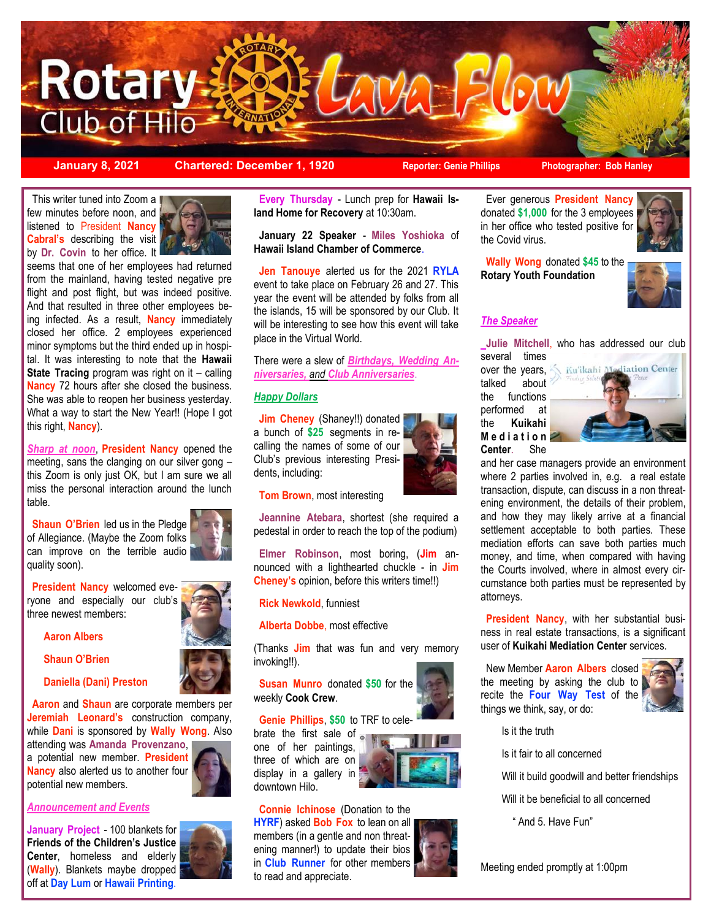# Rotary Club of Hilo Lava Flow

**January 8, 2021** | **Chartered: December 1, 1920** | **Reporter: Genie Phillips** | **Photographer: Bob Hanley**

This writer tuned into Zoom a few minutes before noon, and listened to President **Nancy Cabral's** describing the visit by **Dr. Covin** to her office. It seems that one of her employees had returned from the mainland, having tested negative pre flight and post flight, but was indeed positive. And that resulted in three other employees being infected. As a result, **Nancy** immediately closed her office. 2 employees experienced minor symptoms but the third ended up in hospital. It was interesting to note that the **Hawaii State Tracing** program was right on it – calling **Nancy** 72 hours after she closed the business. She was able to reopen her business yesterday. What a way to start the New Year!! (Hope I got this right, **Nancy**).

***Sharp at noon***, **President Nancy** opened the meeting, sans the clanging on our silver gong – this Zoom is only just OK, but I am sure we all miss the personal interaction around the lunch table.

**Shaun O'Brien** led us in the Pledge of Allegiance. (Maybe the Zoom folks can improve on the terrible audio quality soon).

**President Nancy** welcomed everyone and especially our club's three newest members:

- **Aaron Albers**
- **Shaun O'Brien**
- **Daniella (Dani) Preston**

**Aaron** and **Shaun** are corporate members per **Jeremiah Leonard's** construction company, while **Dani** is sponsored by **Wally Wong**. Also attending was **Amanda Provenzano**, a potential new member. **President Nancy** also alerted us to another four potential new members.

## *Announcement and Events*

**January Project** - 100 blankets for **Friends of the Children's Justice Center**, homeless and elderly (**Wally**). Blankets maybe dropped off at **Day Lum** or **Hawaii Printing**.

**Every Thursday** - Lunch prep for **Hawaii Island Home for Recovery** at 10:30am.

**January 22 Speaker** - **Miles Yoshioka** of **Hawaii Island Chamber of Commerce**.

**Jen Tanouye** alerted us for the 2021 **RYLA** event to take place on February 26 and 27. This year the event will be attended by folks from all the islands, 15 will be sponsored by our Club. It will be interesting to see how this event will take place in the Virtual World.

There were a slew of ***Birthdays, Wedding Anniversaries, and Club Anniversaries***.

## *Happy Dollars*

**Jim Cheney** (Shaney!!) donated a bunch of **$25** segments in recalling the names of some of our Club's previous interesting Presidents, including:

**Tom Brown**, most interesting

**Jeannine Atebara**, shortest (she required a pedestal in order to reach the top of the podium)

**Elmer Robinson**, most boring, (**Jim** announced with a lighthearted chuckle - in **Jim Cheney's** opinion, before this writers time!!)

**Rick Newkold**, funniest

**Alberta Dobbe**, most effective

(Thanks **Jim** that was fun and very memory invoking!!).

**Susan Munro** donated **$50** for the weekly **Cook Crew**.

**Genie Phillips**, **$50** to TRF to celebrate the first sale of one of her paintings, three of which are on display in a gallery in downtown Hilo.

**Connie Ichinose** (Donation to the **HYRF**) asked **Bob Fox** to lean on all members (in a gentle and non threatening manner!) to update their bios in **Club Runner** for other members to read and appreciate.

Ever generous **President Nancy** donated **$1,000** for the 3 employees in her office who tested positive for the Covid virus.

**Wally Wong** donated **$45** to the **Rotary Youth Foundation**

## *The Speaker*

**Julie Mitchell**, who has addressed our club several times over the years, talked about the functions performed at the **Kuikahi Mediation Center**. She and her case managers provide an environment where 2 parties involved in, e.g. a real estate transaction, dispute, can discuss in a non threatening environment, the details of their problem, and how they may likely arrive at a financial settlement acceptable to both parties. These mediation efforts can save both parties much money, and time, when compared with having the Courts involved, where in almost every circumstance both parties must be represented by attorneys.

**President Nancy**, with her substantial business in real estate transactions, is a significant user of **Kuikahi Mediation Center** services.

New Member **Aaron Albers** closed the meeting by asking the club to recite the **Four Way Test** of the things we think, say, or do:

Is it the truth

Is it fair to all concerned

Will it build goodwill and better friendships

Will it be beneficial to all concerned

" And 5. Have Fun"

Meeting ended promptly at 1:00pm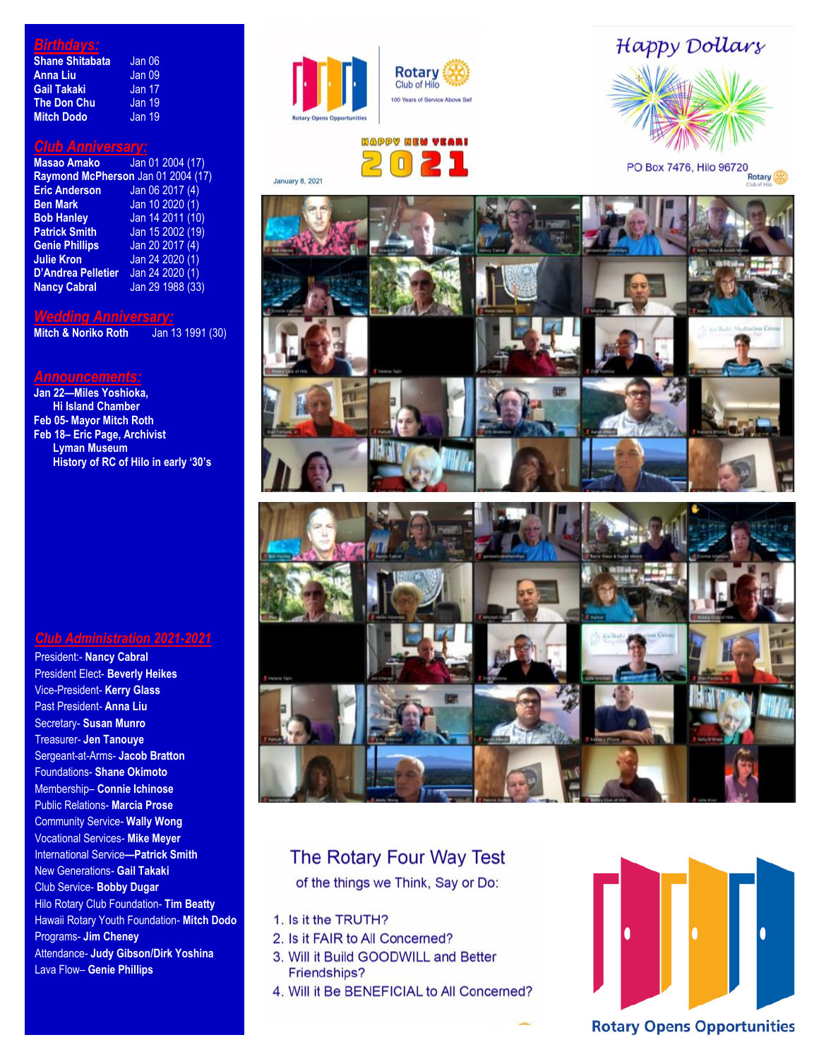## Birthdays:

| | |
|---|---|
| Shane Shitabata | Jan 06 |
| Anna Liu | Jan 09 |
| Gail Takaki | Jan 17 |
| The Don Chu | Jan 19 |
| Mitch Dodo | Jan 19 |

## Club Anniversary:

| | |
|---|---|
| Masao Amako | Jan 01 2004 (17) |
| Raymond McPherson | Jan 01 2004 (17) |
| Eric Anderson | Jan 06 2017 (4) |
| Ben Mark | Jan 10 2020 (1) |
| Bob Hanley | Jan 14 2011 (10) |
| Patrick Smith | Jan 15 2002 (19) |
| Genie Phillips | Jan 20 2017 (4) |
| Julie Kron | Jan 24 2020 (1) |
| D'Andrea Pelletier | Jan 24 2020 (1) |
| Nancy Cabral | Jan 29 1988 (33) |

## Wedding Anniversary:

**Mitch & Noriko Roth** Jan 13 1991 (30)

## Announcements:

**Jan 22—Miles Yoshioka, Hi Island Chamber**
**Feb 05- Mayor Mitch Roth**
**Feb 18– Eric Page, Archivist Lyman Museum History of RC of Hilo in early '30's**

## Club Administration 2021-2021

President:- **Nancy Cabral**
President Elect- **Beverly Heikes**
Vice-President- **Kerry Glass**
Past President- **Anna Liu**
Secretary- **Susan Munro**
Treasurer- **Jen Tanouye**
Sergeant-at-Arms- **Jacob Bratton**
Foundations- **Shane Okimoto**
Membership– **Connie Ichinose**
Public Relations- **Marcia Prose**
Community Service- **Wally Wong**
Vocational Services- **Mike Meyer**
International Service—**Patrick Smith**
New Generations- **Gail Takaki**
Club Service- **Bobby Dugar**
Hilo Rotary Club Foundation- **Tim Beatty**
Hawaii Rotary Youth Foundation- **Mitch Dodo**
Programs- **Jim Cheney**
Attendance- **Judy Gibson/Dirk Yoshina**
Lava Flow– **Genie Phillips**

Rotary Opens Opportunities

Rotary Club of Hilo
100 Years of Service Above Self

HAPPY NEW YEAR!
2021

January 8, 2021

Happy Dollars

PO Box 7476, Hilo 96720

## The Rotary Four Way Test

of the things we Think, Say or Do:

1. Is it the TRUTH?
2. Is it FAIR to All Concerned?
3. Will it Build GOODWILL and Better Friendships?
4. Will it Be BENEFICIAL to All Concerned?

Rotary Opens Opportunities